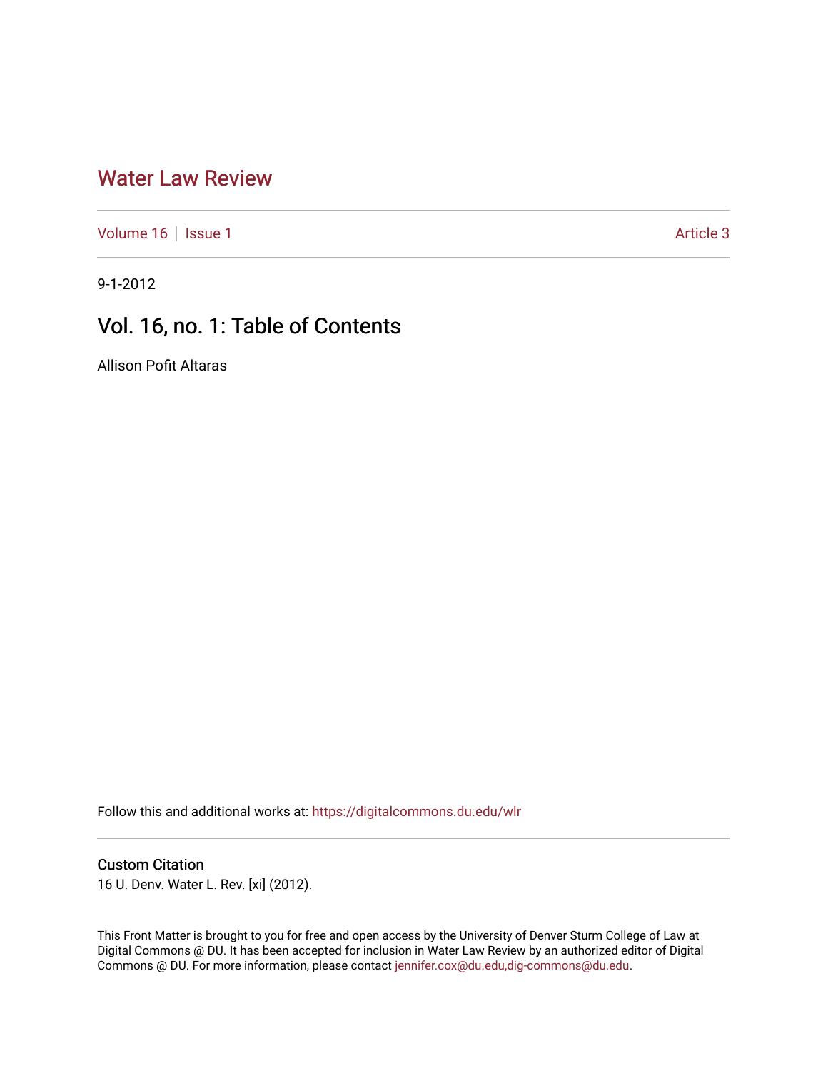# Water Law Review

Volume 16 | Issue 1 | Article 3

9-1-2012

## Vol. 16, no. 1: Table of Contents

Allison Pofit Altaras

Follow this and additional works at: https://digitalcommons.du.edu/wlr

### Custom Citation

16 U. Denv. Water L. Rev. [xi] (2012).

This Front Matter is brought to you for free and open access by the University of Denver Sturm College of Law at Digital Commons @ DU. It has been accepted for inclusion in Water Law Review by an authorized editor of Digital Commons @ DU. For more information, please contact jennifer.cox@du.edu,dig-commons@du.edu.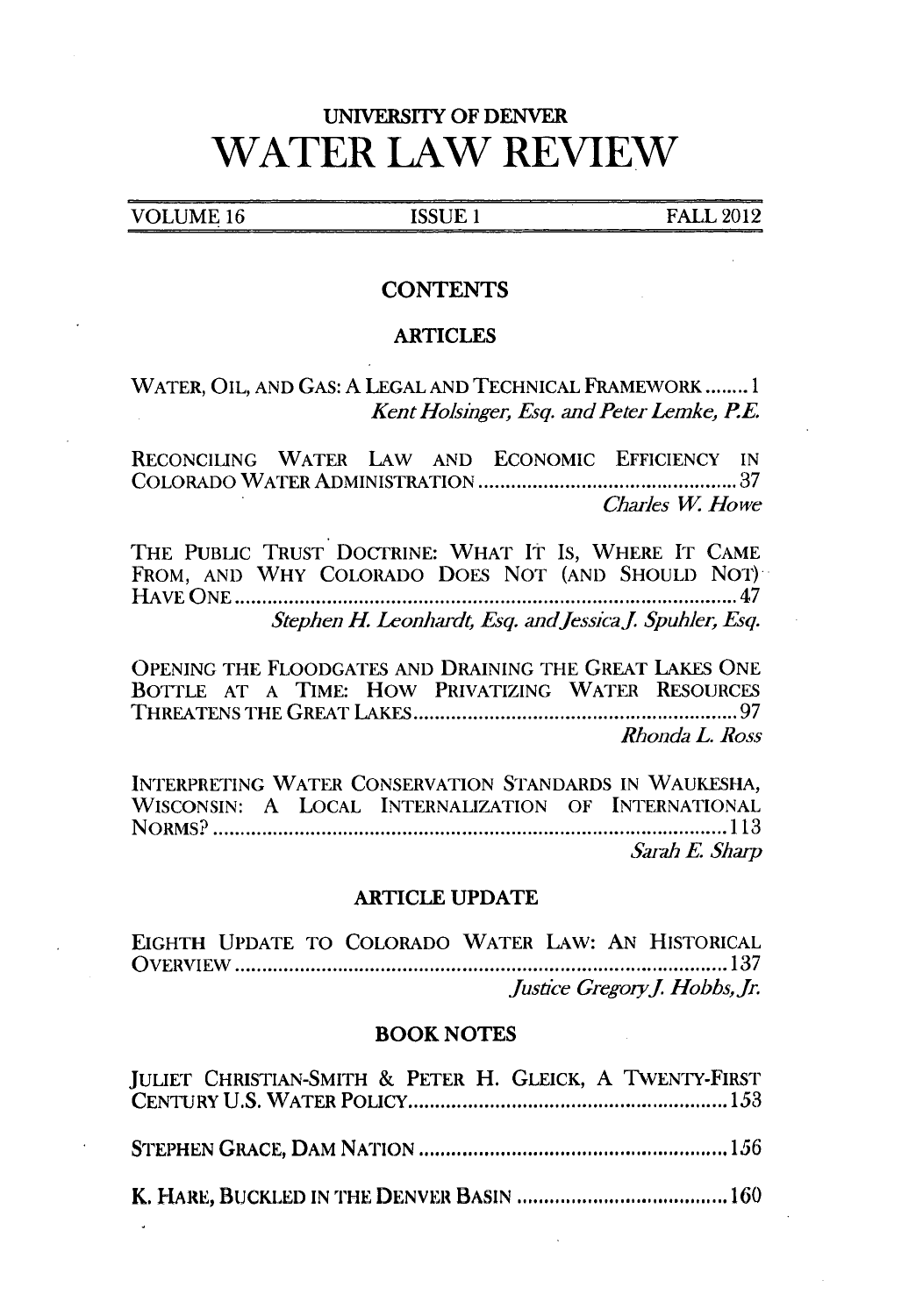UNIVERSITY OF DENVER

# WATER LAW REVIEW

VOLUME 16 | ISSUE 1 | FALL 2012

## CONTENTS

### ARTICLES

WATER, OIL, AND GAS: A LEGAL AND TECHNICAL FRAMEWORK ........ 1
*Kent Holsinger, Esq. and Peter Lemke, P.E.*

RECONCILING WATER LAW AND ECONOMIC EFFICIENCY IN COLORADO WATER ADMINISTRATION ........ 37
*Charles W. Howe*

THE PUBLIC TRUST DOCTRINE: WHAT IT IS, WHERE IT CAME FROM, AND WHY COLORADO DOES NOT (AND SHOULD NOT) HAVE ONE ........ 47
*Stephen H. Leonhardt, Esq. and Jessica J. Spuhler, Esq.*

OPENING THE FLOODGATES AND DRAINING THE GREAT LAKES ONE BOTTLE AT A TIME: HOW PRIVATIZING WATER RESOURCES THREATENS THE GREAT LAKES ........ 97
*Rhonda L. Ross*

INTERPRETING WATER CONSERVATION STANDARDS IN WAUKESHA, WISCONSIN: A LOCAL INTERNALIZATION OF INTERNATIONAL NORMS? ........ 113
*Sarah E. Sharp*

### ARTICLE UPDATE

EIGHTH UPDATE TO COLORADO WATER LAW: AN HISTORICAL OVERVIEW ........ 137
*Justice Gregory J. Hobbs, Jr.*

### BOOK NOTES

JULIET CHRISTIAN-SMITH & PETER H. GLEICK, A TWENTY-FIRST CENTURY U.S. WATER POLICY ........ 153

STEPHEN GRACE, DAM NATION ........ 156

K. HARE, BUCKLED IN THE DENVER BASIN ........ 160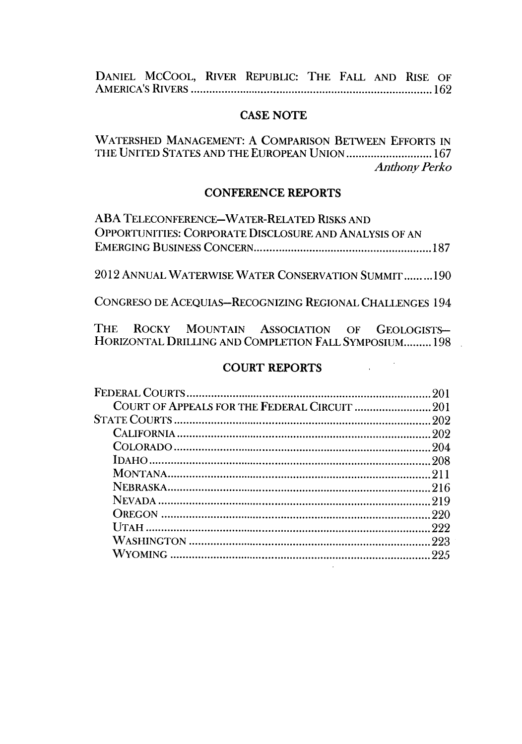DANIEL McCOOL, RIVER REPUBLIC: THE FALL AND RISE OF AMERICA'S RIVERS .............................................................................. 162

## CASE NOTE

WATERSHED MANAGEMENT: A COMPARISON BETWEEN EFFORTS IN THE UNITED STATES AND THE EUROPEAN UNION ............................ 167
*Anthony Perko*

## CONFERENCE REPORTS

ABA TELECONFERENCE–WATER-RELATED RISKS AND OPPORTUNITIES: CORPORATE DISCLOSURE AND ANALYSIS OF AN EMERGING BUSINESS CONCERN........................................................... 187

2012 ANNUAL WATERWISE WATER CONSERVATION SUMMIT......... 190

CONGRESO DE ACEQUIAS–RECOGNIZING REGIONAL CHALLENGES 194

THE ROCKY MOUNTAIN ASSOCIATION OF GEOLOGISTS–HORIZONTAL DRILLING AND COMPLETION FALL SYMPOSIUM......... 198

## COURT REPORTS

FEDERAL COURTS ................................................................................ 201
- COURT OF APPEALS FOR THE FEDERAL CIRCUIT ......................... 201

STATE COURTS .................................................................................... 202
- CALIFORNIA ................................................................................... 202
- COLORADO ..................................................................................... 204
- IDAHO ............................................................................................. 208
- MONTANA....................................................................................... 211
- NEBRASKA....................................................................................... 216
- NEVADA .......................................................................................... 219
- OREGON ......................................................................................... 220
- UTAH ............................................................................................... 222
- WASHINGTON ................................................................................ 223
- WYOMING ...................................................................................... 225